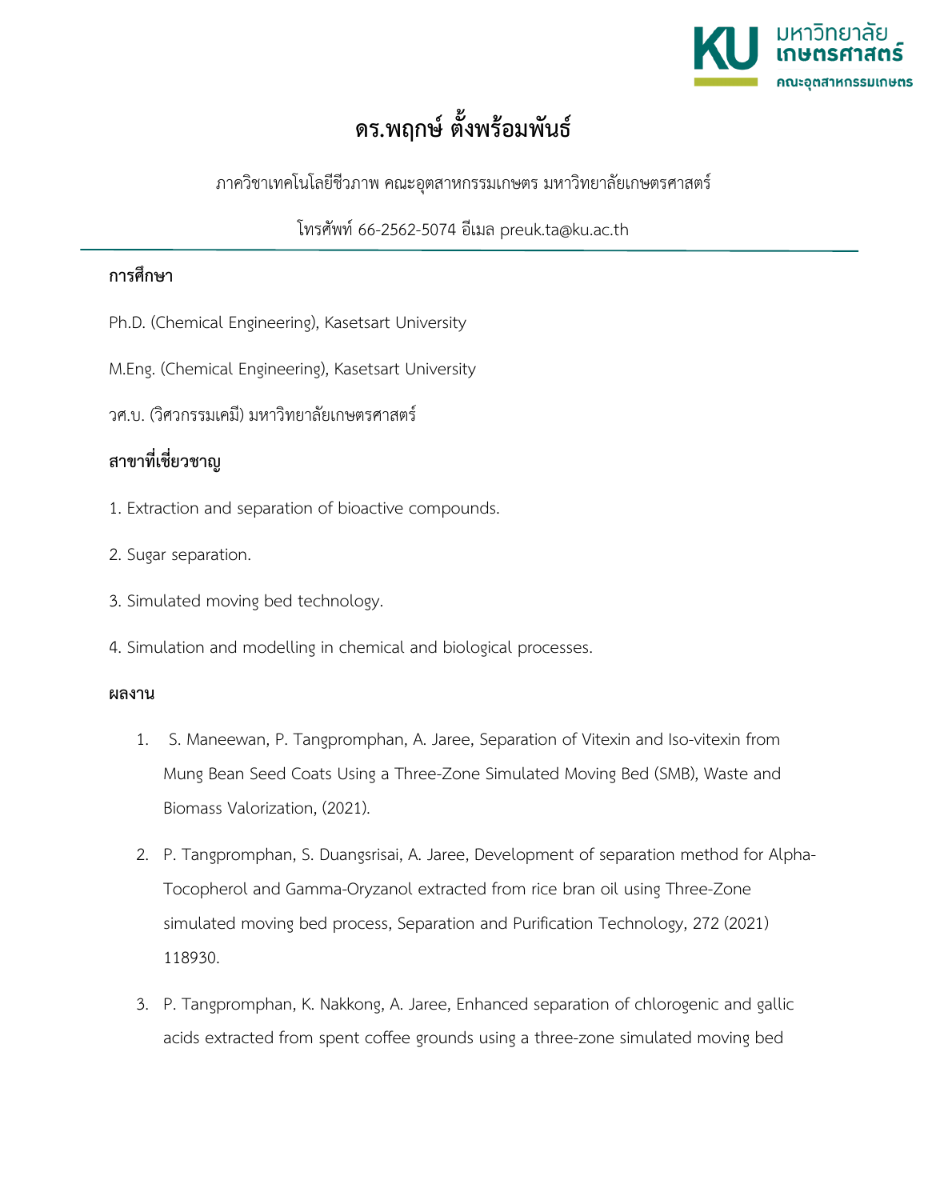# ดร.พฤกษ์ ตั้งพร้อมพันธ์

ภาควิชาเทคโนโลยีชีวภาพ คณะอุตสาหกรรมเกษตร มหาวิทยาลัยเกษตรศาสตร์

โทรศัพท์ 66-2562-5074 อีเมล preuk.ta@ku.ac.th

---

**การศึกษา**

Ph.D. (Chemical Engineering), Kasetsart University

M.Eng. (Chemical Engineering), Kasetsart University

วศ.บ. (วิศวกรรมเคมี) มหาวิทยาลัยเกษตรศาสตร์

**สาขาที่เชี่ยวชาญ**

1. Extraction and separation of bioactive compounds.
2. Sugar separation.
3. Simulated moving bed technology.
4. Simulation and modelling in chemical and biological processes.

**ผลงาน**

1. S. Maneewan, P. Tangpromphan, A. Jaree, Separation of Vitexin and Iso-vitexin from Mung Bean Seed Coats Using a Three-Zone Simulated Moving Bed (SMB), Waste and Biomass Valorization, (2021).
2. P. Tangpromphan, S. Duangsrisai, A. Jaree, Development of separation method for Alpha-Tocopherol and Gamma-Oryzanol extracted from rice bran oil using Three-Zone simulated moving bed process, Separation and Purification Technology, 272 (2021) 118930.
3. P. Tangpromphan, K. Nakkong, A. Jaree, Enhanced separation of chlorogenic and gallic acids extracted from spent coffee grounds using a three-zone simulated moving bed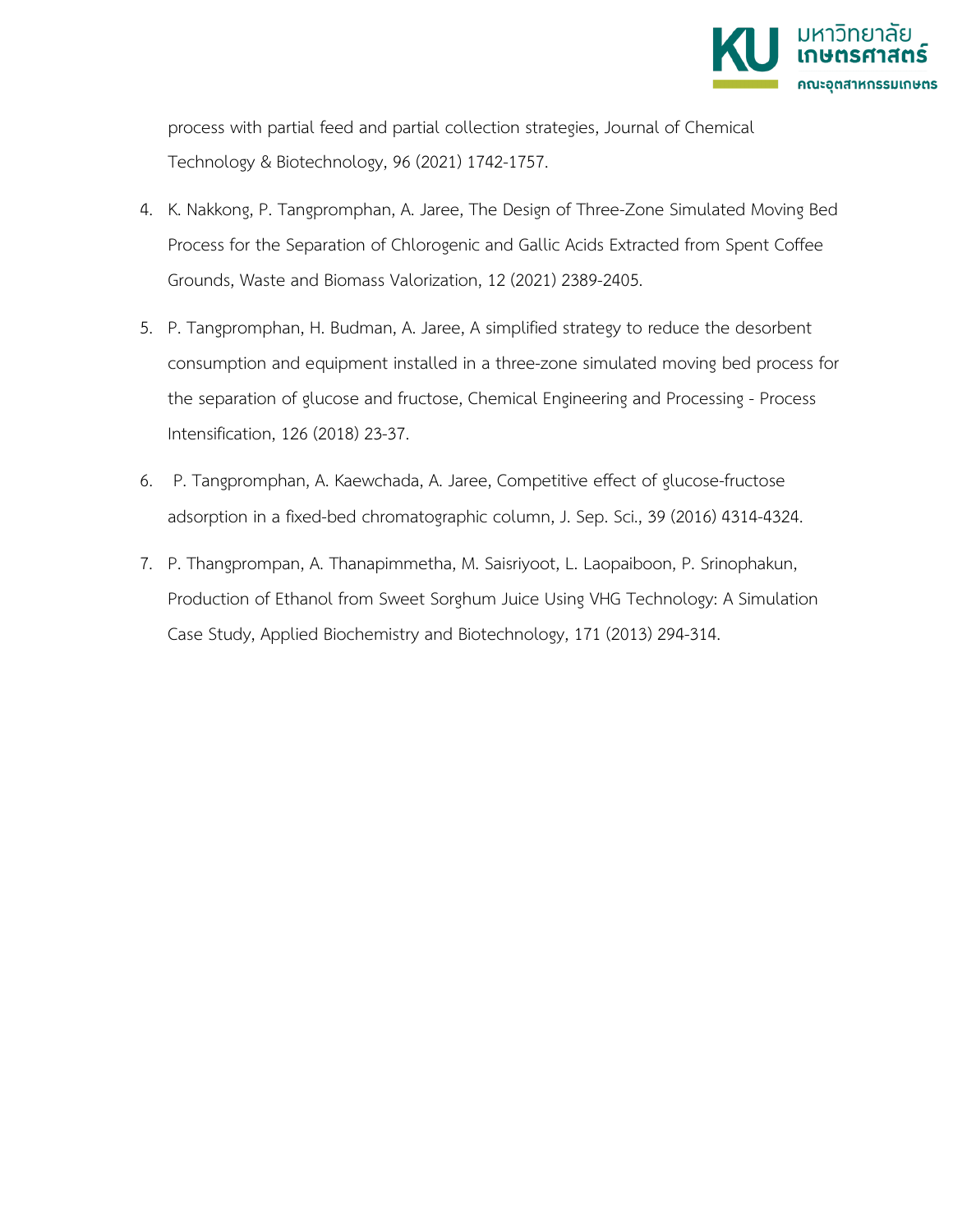process with partial feed and partial collection strategies, Journal of Chemical Technology & Biotechnology, 96 (2021) 1742-1757.

4. K. Nakkong, P. Tangpromphan, A. Jaree, The Design of Three-Zone Simulated Moving Bed Process for the Separation of Chlorogenic and Gallic Acids Extracted from Spent Coffee Grounds, Waste and Biomass Valorization, 12 (2021) 2389-2405.
5. P. Tangpromphan, H. Budman, A. Jaree, A simplified strategy to reduce the desorbent consumption and equipment installed in a three-zone simulated moving bed process for the separation of glucose and fructose, Chemical Engineering and Processing - Process Intensification, 126 (2018) 23-37.
6. P. Tangpromphan, A. Kaewchada, A. Jaree, Competitive effect of glucose-fructose adsorption in a fixed-bed chromatographic column, J. Sep. Sci., 39 (2016) 4314-4324.
7. P. Thangprompan, A. Thanapimmetha, M. Saisriyoot, L. Laopaiboon, P. Srinophakun, Production of Ethanol from Sweet Sorghum Juice Using VHG Technology: A Simulation Case Study, Applied Biochemistry and Biotechnology, 171 (2013) 294-314.